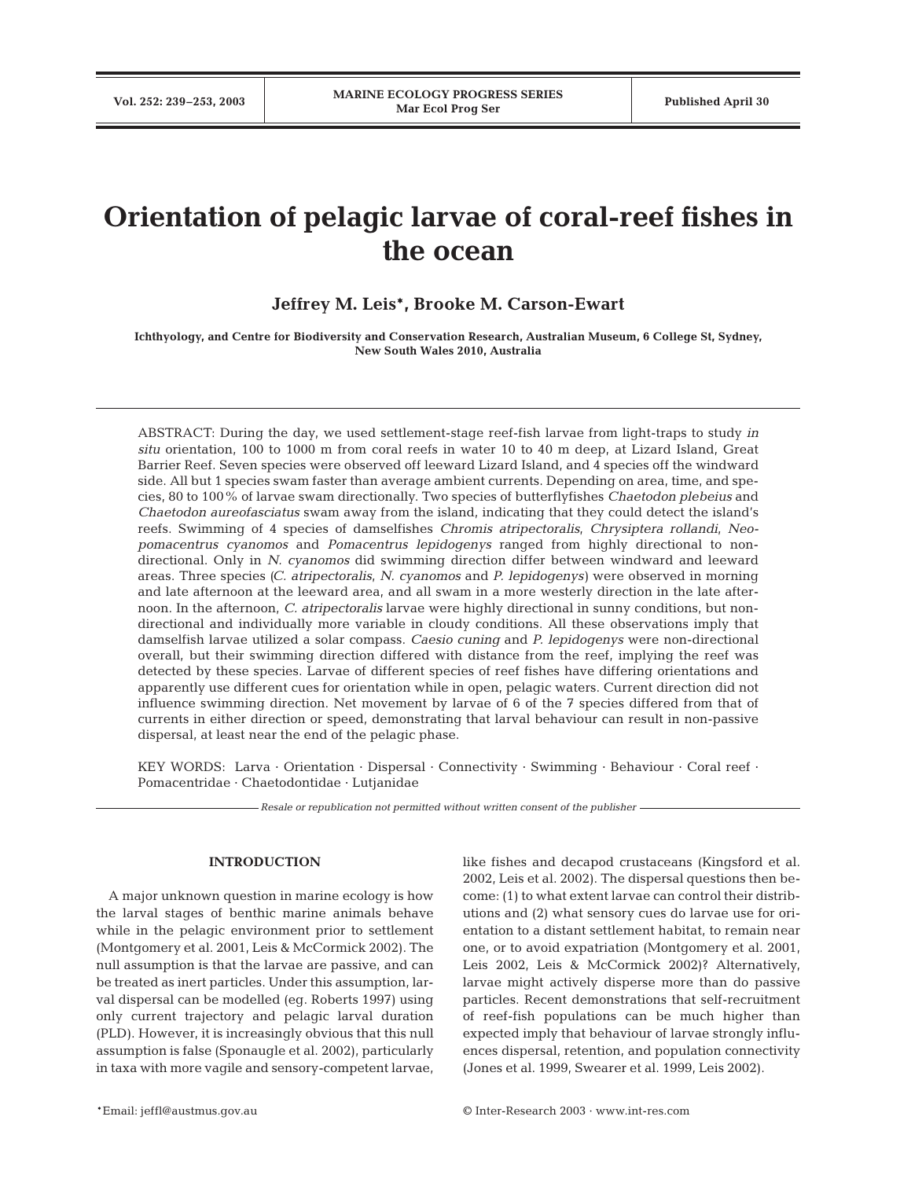# Orientation of pelagic larvae of coral-reef fishes in the ocean

**Jeffrey M. Leis*, Brooke M. Carson-Ewart**

Ichthyology, and Centre for Biodiversity and Conservation Research, Australian Museum, 6 College St, Sydney, New South Wales 2010, Australia

ABSTRACT: During the day, we used settlement-stage reef-fish larvae from light-traps to study *in situ* orientation, 100 to 1000 m from coral reefs in water 10 to 40 m deep, at Lizard Island, Great Barrier Reef. Seven species were observed off leeward Lizard Island, and 4 species off the windward side. All but 1 species swam faster than average ambient currents. Depending on area, time, and species, 80 to 100% of larvae swam directionally. Two species of butterflyfishes *Chaetodon plebeius* and *Chaetodon aureofasciatus* swam away from the island, indicating that they could detect the island's reefs. Swimming of 4 species of damselfishes *Chromis atripectoralis*, *Chrysiptera rollandi*, *Neopomacentrus cyanomos* and *Pomacentrus lepidogenys* ranged from highly directional to non-directional. Only in *N. cyanomos* did swimming direction differ between windward and leeward areas. Three species (*C. atripectoralis*, *N. cyanomos* and *P. lepidogenys*) were observed in morning and late afternoon at the leeward area, and all swam in a more westerly direction in the late afternoon. In the afternoon, *C. atripectoralis* larvae were highly directional in sunny conditions, but non-directional and individually more variable in cloudy conditions. All these observations imply that damselfish larvae utilized a solar compass. *Caesio cuning* and *P. lepidogenys* were non-directional overall, but their swimming direction differed with distance from the reef, implying the reef was detected by these species. Larvae of different species of reef fishes have differing orientations and apparently use different cues for orientation while in open, pelagic waters. Current direction did not influence swimming direction. Net movement by larvae of 6 of the 7 species differed from that of currents in either direction or speed, demonstrating that larval behaviour can result in non-passive dispersal, at least near the end of the pelagic phase.

KEY WORDS: Larva · Orientation · Dispersal · Connectivity · Swimming · Behaviour · Coral reef · Pomacentridae · Chaetodontidae · Lutjanidae

*Resale or republication not permitted without written consent of the publisher*

## INTRODUCTION

A major unknown question in marine ecology is how the larval stages of benthic marine animals behave while in the pelagic environment prior to settlement (Montgomery et al. 2001, Leis & McCormick 2002). The null assumption is that the larvae are passive, and can be treated as inert particles. Under this assumption, larval dispersal can be modelled (eg. Roberts 1997) using only current trajectory and pelagic larval duration (PLD). However, it is increasingly obvious that this null assumption is false (Sponaugle et al. 2002), particularly in taxa with more vagile and sensory-competent larvae, like fishes and decapod crustaceans (Kingsford et al. 2002, Leis et al. 2002). The dispersal questions then become: (1) to what extent larvae can control their distributions and (2) what sensory cues do larvae use for orientation to a distant settlement habitat, to remain near one, or to avoid expatriation (Montgomery et al. 2001, Leis 2002, Leis & McCormick 2002)? Alternatively, larvae might actively disperse more than do passive particles. Recent demonstrations that self-recruitment of reef-fish populations can be much higher than expected imply that behaviour of larvae strongly influences dispersal, retention, and population connectivity (Jones et al. 1999, Swearer et al. 1999, Leis 2002).

*Email: jeffl@austmus.gov.au

© Inter-Research 2003 · www.int-res.com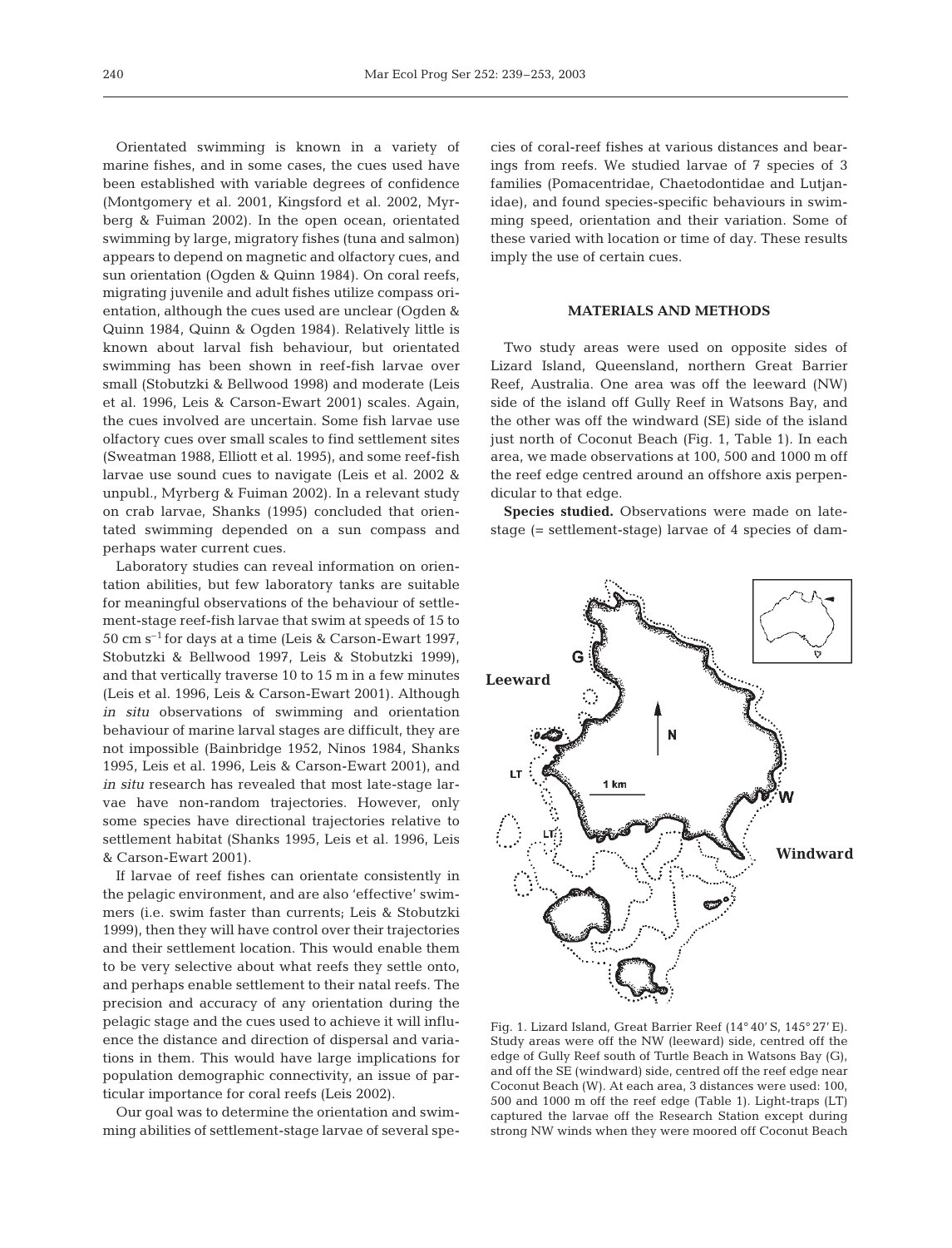Orientated swimming is known in a variety of marine fishes, and in some cases, the cues used have been established with variable degrees of confidence (Montgomery et al. 2001, Kingsford et al. 2002, Myrberg & Fuiman 2002). In the open ocean, orientated swimming by large, migratory fishes (tuna and salmon) appears to depend on magnetic and olfactory cues, and sun orientation (Ogden & Quinn 1984). On coral reefs, migrating juvenile and adult fishes utilize compass orientation, although the cues used are unclear (Ogden & Quinn 1984, Quinn & Ogden 1984). Relatively little is known about larval fish behaviour, but orientated swimming has been shown in reef-fish larvae over small (Stobutzki & Bellwood 1998) and moderate (Leis et al. 1996, Leis & Carson-Ewart 2001) scales. Again, the cues involved are uncertain. Some fish larvae use olfactory cues over small scales to find settlement sites (Sweatman 1988, Elliott et al. 1995), and some reef-fish larvae use sound cues to navigate (Leis et al. 2002 & unpubl., Myrberg & Fuiman 2002). In a relevant study on crab larvae, Shanks (1995) concluded that orientated swimming depended on a sun compass and perhaps water current cues.

Laboratory studies can reveal information on orientation abilities, but few laboratory tanks are suitable for meaningful observations of the behaviour of settlement-stage reef-fish larvae that swim at speeds of 15 to 50 cm $s^{-1}$ for days at a time (Leis & Carson-Ewart 1997, Stobutzki & Bellwood 1997, Leis & Stobutzki 1999), and that vertically traverse 10 to 15 m in a few minutes (Leis et al. 1996, Leis & Carson-Ewart 2001). Although *in situ* observations of swimming and orientation behaviour of marine larval stages are difficult, they are not impossible (Bainbridge 1952, Ninos 1984, Shanks 1995, Leis et al. 1996, Leis & Carson-Ewart 2001), and *in situ* research has revealed that most late-stage larvae have non-random trajectories. However, only some species have directional trajectories relative to settlement habitat (Shanks 1995, Leis et al. 1996, Leis & Carson-Ewart 2001).

If larvae of reef fishes can orientate consistently in the pelagic environment, and are also 'effective' swimmers (i.e. swim faster than currents; Leis & Stobutzki 1999), then they will have control over their trajectories and their settlement location. This would enable them to be very selective about what reefs they settle onto, and perhaps enable settlement to their natal reefs. The precision and accuracy of any orientation during the pelagic stage and the cues used to achieve it will influence the distance and direction of dispersal and variations in them. This would have large implications for population demographic connectivity, an issue of particular importance for coral reefs (Leis 2002).

Our goal was to determine the orientation and swimming abilities of settlement-stage larvae of several species of coral-reef fishes at various distances and bearings from reefs. We studied larvae of 7 species of 3 families (Pomacentridae, Chaetodontidae and Lutjanidae), and found species-specific behaviours in swimming speed, orientation and their variation. Some of these varied with location or time of day. These results imply the use of certain cues.

## MATERIALS AND METHODS

Two study areas were used on opposite sides of Lizard Island, Queensland, northern Great Barrier Reef, Australia. One area was off the leeward (NW) side of the island off Gully Reef in Watsons Bay, and the other was off the windward (SE) side of the island just north of Coconut Beach (Fig. 1, Table 1). In each area, we made observations at 100, 500 and 1000 m off the reef edge centred around an offshore axis perpendicular to that edge.

**Species studied.** Observations were made on late-stage (= settlement-stage) larvae of 4 species of dam-

Fig. 1. Lizard Island, Great Barrier Reef (14° 40' S, 145° 27' E). Study areas were off the NW (leeward) side, centred off the edge of Gully Reef south of Turtle Beach in Watsons Bay (G), and off the SE (windward) side, centred off the reef edge near Coconut Beach (W). At each area, 3 distances were used: 100, 500 and 1000 m off the reef edge (Table 1). Light-traps (LT) captured the larvae off the Research Station except during strong NW winds when they were moored off Coconut Beach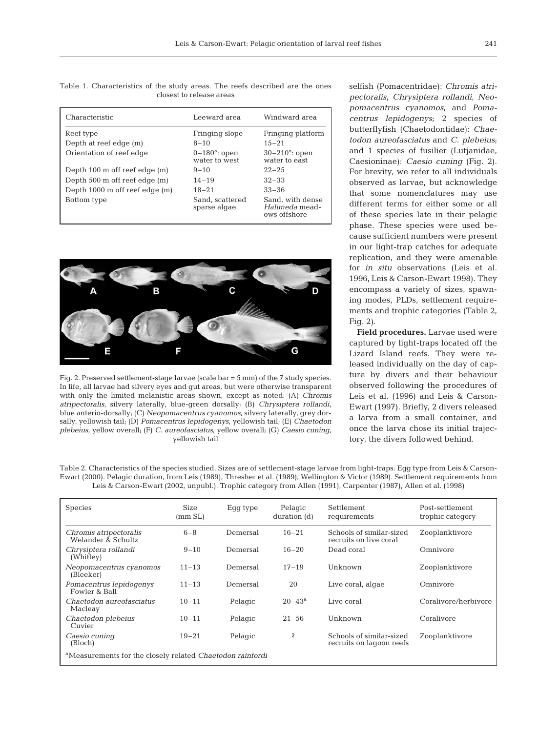Table 1. Characteristics of the study areas. The reefs described are the ones closest to release areas

| Characteristic | Leeward area | Windward area |
|---|---|---|
| Reef type | Fringing slope | Fringing platform |
| Depth at reef edge (m) | 8–10 | 15–21 |
| Orientation of reef edge | 0–180°: open water to west | 30–210°: open water to east |
| Depth 100 m off reef edge (m) | 9–10 | 22–25 |
| Depth 500 m off reef edge (m) | 14–19 | 32–33 |
| Depth 1000 m off reef edge (m) | 18–21 | 33–36 |
| Bottom type | Sand, scattered sparse algae | Sand, with dense *Halimeda* meadows offshore |

Fig. 2. Preserved settlement-stage larvae (scale bar = 5 mm) of the 7 study species. In life, all larvae had silvery eyes and gut areas, but were otherwise transparent with only the limited melanistic areas shown, except as noted: (A) *Chromis atripectoralis*, silvery laterally, blue-green dorsally; (B) *Chrysiptera rollandi*, blue anterio-dorsally; (C) *Neopomacentrus cyanomos*, silvery laterally, grey dorsally, yellowish tail; (D) *Pomacentrus lepidogenys*, yellowish tail; (E) *Chaetodon plebeius*, yellow overall; (F) *C. aureofasciatus*, yellow overall; (G) *Caesio cuning*, yellowish tail

selfish (Pomacentridae): *Chromis atripectoralis*, *Chrysiptera rollandi*, *Neopomacentrus cyanomos*, and *Pomacentrus lepidogenys*; 2 species of butterflyfish (Chaetodontidae): *Chaetodon aureofasciatus* and *C. plebeius*; and 1 species of fusilier (Lutjanidae, Caesioninae): *Caesio cuning* (Fig. 2). For brevity, we refer to all individuals observed as larvae, but acknowledge that some nomenclatures may use different terms for either some or all of these species late in their pelagic phase. These species were used because sufficient numbers were present in our light-trap catches for adequate replication, and they were amenable for *in situ* observations (Leis et al. 1996, Leis & Carson-Ewart 1998). They encompass a variety of sizes, spawning modes, PLDs, settlement requirements and trophic categories (Table 2, Fig. 2).

**Field procedures.** Larvae used were captured by light-traps located off the Lizard Island reefs. They were released individually on the day of capture by divers and their behaviour observed following the procedures of Leis et al. (1996) and Leis & Carson-Ewart (1997). Briefly, 2 divers released a larva from a small container, and once the larva chose its initial trajectory, the divers followed behind.

Table 2. Characteristics of the species studied. Sizes are of settlement-stage larvae from light-traps. Egg type from Leis & Carson-Ewart (2000). Pelagic duration, from Leis (1989), Thresher et al. (1989), Wellington & Victor (1989). Settlement requirements from Leis & Carson-Ewart (2002, unpubl.). Trophic category from Allen (1991), Carpenter (1987), Allen et al. (1998)

| Species | Size (mm SL) | Egg type | Pelagic duration (d) | Settlement requirements | Post-settlement trophic category |
|---|---|---|---|---|---|
| *Chromis atripectoralis* Welander & Schultz | 6–8 | Demersal | 16–21 | Schools of similar-sized recruits on live coral | Zooplanktivore |
| *Chrysiptera rollandi* (Whitley) | 9–10 | Demersal | 16–20 | Dead coral | Omnivore |
| *Neopomacentrus cyanomos* (Bleeker) | 11–13 | Demersal | 17–19 | Unknown | Zooplanktivore |
| *Pomacentrus lepidogenys* Fowler & Ball | 11–13 | Demersal | 20 | Live coral, algae | Omnivore |
| *Chaetodon aureofasciatus* Macleay | 10–11 | Pelagic | 20–43[a] | Live coral | Coralivore/herbivore |
| *Chaetodon plebeius* Cuvier | 10–11 | Pelagic | 21–56 | Unknown | Coralivore |
| *Caesio cuning* (Bloch) | 19–21 | Pelagic | ? | Schools of similar-sized recruits on lagoon reefs | Zooplanktivore |

[a]Measurements for the closely related *Chaetodon rainfordi*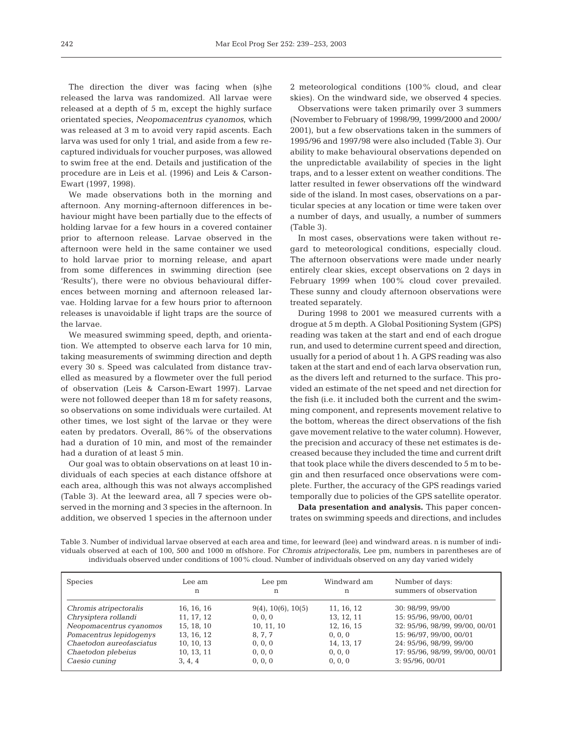The direction the diver was facing when (s)he released the larva was randomized. All larvae were released at a depth of 5 m, except the highly surface orientated species, *Neopomacentrus cyanomos*, which was released at 3 m to avoid very rapid ascents. Each larva was used for only 1 trial, and aside from a few recaptured individuals for voucher purposes, was allowed to swim free at the end. Details and justification of the procedure are in Leis et al. (1996) and Leis & Carson-Ewart (1997, 1998).

We made observations both in the morning and afternoon. Any morning-afternoon differences in behaviour might have been partially due to the effects of holding larvae for a few hours in a covered container prior to afternoon release. Larvae observed in the afternoon were held in the same container we used to hold larvae prior to morning release, and apart from some differences in swimming direction (see 'Results'), there were no obvious behavioural differences between morning and afternoon released larvae. Holding larvae for a few hours prior to afternoon releases is unavoidable if light traps are the source of the larvae.

We measured swimming speed, depth, and orientation. We attempted to observe each larva for 10 min, taking measurements of swimming direction and depth every 30 s. Speed was calculated from distance travelled as measured by a flowmeter over the full period of observation (Leis & Carson-Ewart 1997). Larvae were not followed deeper than 18 m for safety reasons, so observations on some individuals were curtailed. At other times, we lost sight of the larvae or they were eaten by predators. Overall, 86% of the observations had a duration of 10 min, and most of the remainder had a duration of at least 5 min.

Our goal was to obtain observations on at least 10 individuals of each species at each distance offshore at each area, although this was not always accomplished (Table 3). At the leeward area, all 7 species were observed in the morning and 3 species in the afternoon. In addition, we observed 1 species in the afternoon under 2 meteorological conditions (100% cloud, and clear skies). On the windward side, we observed 4 species.

Observations were taken primarily over 3 summers (November to February of 1998/99, 1999/2000 and 2000/2001), but a few observations taken in the summers of 1995/96 and 1997/98 were also included (Table 3). Our ability to make behavioural observations depended on the unpredictable availability of species in the light traps, and to a lesser extent on weather conditions. The latter resulted in fewer observations off the windward side of the island. In most cases, observations on a particular species at any location or time were taken over a number of days, and usually, a number of summers (Table 3).

In most cases, observations were taken without regard to meteorological conditions, especially cloud. The afternoon observations were made under nearly entirely clear skies, except observations on 2 days in February 1999 when 100% cloud cover prevailed. These sunny and cloudy afternoon observations were treated separately.

During 1998 to 2001 we measured currents with a drogue at 5 m depth. A Global Positioning System (GPS) reading was taken at the start and end of each drogue run, and used to determine current speed and direction, usually for a period of about 1 h. A GPS reading was also taken at the start and end of each larva observation run, as the divers left and returned to the surface. This provided an estimate of the net speed and net direction for the fish (i.e. it included both the current and the swimming component, and represents movement relative to the bottom, whereas the direct observations of the fish gave movement relative to the water column). However, the precision and accuracy of these net estimates is decreased because they included the time and current drift that took place while the divers descended to 5 m to begin and then resurfaced once observations were complete. Further, the accuracy of the GPS readings varied temporally due to policies of the GPS satellite operator.

**Data presentation and analysis.** This paper concentrates on swimming speeds and directions, and includes

Table 3. Number of individual larvae observed at each area and time, for leeward (lee) and windward areas. n is number of individuals observed at each of 100, 500 and 1000 m offshore. For *Chromis atripectoralis*, Lee pm, numbers in parentheses are of individuals observed under conditions of 100% cloud. Number of individuals observed on any day varied widely

| Species | Lee am n | Lee pm n | Windward am n | Number of days: summers of observation |
|---|---|---|---|---|
| *Chromis atripectoralis* | 16, 16, 16 | 9(4), 10(6), 10(5) | 11, 16, 12 | 30: 98/99, 99/00 |
| *Chrysiptera rollandi* | 11, 17, 12 | 0, 0, 0 | 13, 12, 11 | 15: 95/96, 99/00, 00/01 |
| *Neopomacentrus cyanomos* | 15, 18, 10 | 10, 11, 10 | 12, 16, 15 | 32: 95/96, 98/99, 99/00, 00/01 |
| *Pomacentrus lepidogenys* | 13, 16, 12 | 8, 7, 7 | 0, 0, 0 | 15: 96/97, 99/00, 00/01 |
| *Chaetodon aureofasciatus* | 10, 10, 13 | 0, 0, 0 | 14, 13, 17 | 24: 95/96, 98/99, 99/00 |
| *Chaetodon plebeius* | 10, 13, 11 | 0, 0, 0 | 0, 0, 0 | 17: 95/96, 98/99, 99/00, 00/01 |
| *Caesio cuning* | 3, 4, 4 | 0, 0, 0 | 0, 0, 0 | 3: 95/96, 00/01 |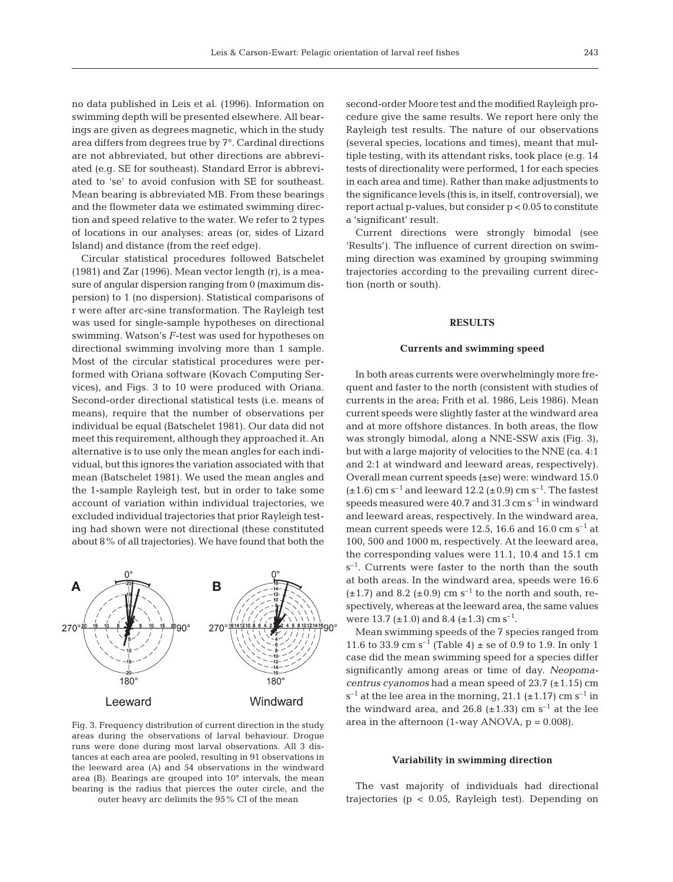no data published in Leis et al. (1996). Information on swimming depth will be presented elsewhere. All bearings are given as degrees magnetic, which in the study area differs from degrees true by 7°. Cardinal directions are not abbreviated, but other directions are abbreviated (e.g. SE for southeast). Standard Error is abbreviated to 'se' to avoid confusion with SE for southeast. Mean bearing is abbreviated MB. From these bearings and the flowmeter data we estimated swimming direction and speed relative to the water. We refer to 2 types of locations in our analyses: areas (or, sides of Lizard Island) and distance (from the reef edge).

Circular statistical procedures followed Batschelet (1981) and Zar (1996). Mean vector length (r), is a measure of angular dispersion ranging from 0 (maximum dispersion) to 1 (no dispersion). Statistical comparisons of r were after arc-sine transformation. The Rayleigh test was used for single-sample hypotheses on directional swimming. Watson's *F*-test was used for hypotheses on directional swimming involving more than 1 sample. Most of the circular statistical procedures were performed with Oriana software (Kovach Computing Services), and Figs. 3 to 10 were produced with Oriana. Second-order directional statistical tests (i.e. means of means), require that the number of observations per individual be equal (Batschelet 1981). Our data did not meet this requirement, although they approached it. An alternative is to use only the mean angles for each individual, but this ignores the variation associated with that mean (Batschelet 1981). We used the mean angles and the 1-sample Rayleigh test, but in order to take some account of variation within individual trajectories, we excluded individual trajectories that prior Rayleigh testing had shown were not directional (these constituted about 8% of all trajectories). We have found that both the second-order Moore test and the modified Rayleigh procedure give the same results. We report here only the Rayleigh test results. The nature of our observations (several species, locations and times), meant that multiple testing, with its attendant risks, took place (e.g. 14 tests of directionality were performed, 1 for each species in each area and time). Rather than make adjustments to the significance levels (this is, in itself, controversial), we report actual p-values, but consider $p < 0.05$ to constitute a 'significant' result.

Fig. 3. Frequency distribution of current direction in the study areas during the observations of larval behaviour. Drogue runs were done during most larval observations. All 3 distances at each area are pooled, resulting in 91 observations in the leeward area (A) and 54 observations in the windward area (B). Bearings are grouped into 10° intervals, the mean bearing is the radius that pierces the outer circle, and the outer heavy arc delimits the 95% CI of the mean

Current directions were strongly bimodal (see 'Results'). The influence of current direction on swimming direction was examined by grouping swimming trajectories according to the prevailing current direction (north or south).

## RESULTS

### Currents and swimming speed

In both areas currents were overwhelmingly more frequent and faster to the north (consistent with studies of currents in the area; Frith et al. 1986, Leis 1986). Mean current speeds were slightly faster at the windward area and at more offshore distances. In both areas, the flow was strongly bimodal, along a NNE-SSW axis (Fig. 3), but with a large majority of velocities to the NNE (ca. 4:1 and 2:1 at windward and leeward areas, respectively). Overall mean current speeds (±se) were: windward 15.0 (±1.6) cm $s^{-1}$ and leeward 12.2 (±0.9) cm $s^{-1}$. The fastest speeds measured were 40.7 and 31.3 cm $s^{-1}$ in windward and leeward areas, respectively. In the windward area, mean current speeds were 12.5, 16.6 and 16.0 cm $s^{-1}$ at 100, 500 and 1000 m, respectively. At the leeward area, the corresponding values were 11.1, 10.4 and 15.1 cm $s^{-1}$. Currents were faster to the north than the south at both areas. In the windward area, speeds were 16.6 (±1.7) and 8.2 (±0.9) cm $s^{-1}$ to the north and south, respectively, whereas at the leeward area, the same values were 13.7 (±1.0) and 8.4 (±1.3) cm $s^{-1}$.

Mean swimming speeds of the 7 species ranged from 11.6 to 33.9 cm $s^{-1}$ (Table 4) ± se of 0.9 to 1.9. In only 1 case did the mean swimming speed for a species differ significantly among areas or time of day. *Neopomacentrus cyanomos* had a mean speed of 23.7 (±1.15) cm $s^{-1}$ at the lee area in the morning, 21.1 (±1.17) cm $s^{-1}$ in the windward area, and 26.8 (±1.33) cm $s^{-1}$ at the lee area in the afternoon (1-way ANOVA, $p = 0.008$).

### Variability in swimming direction

The vast majority of individuals had directional trajectories ($p < 0.05$, Rayleigh test). Depending on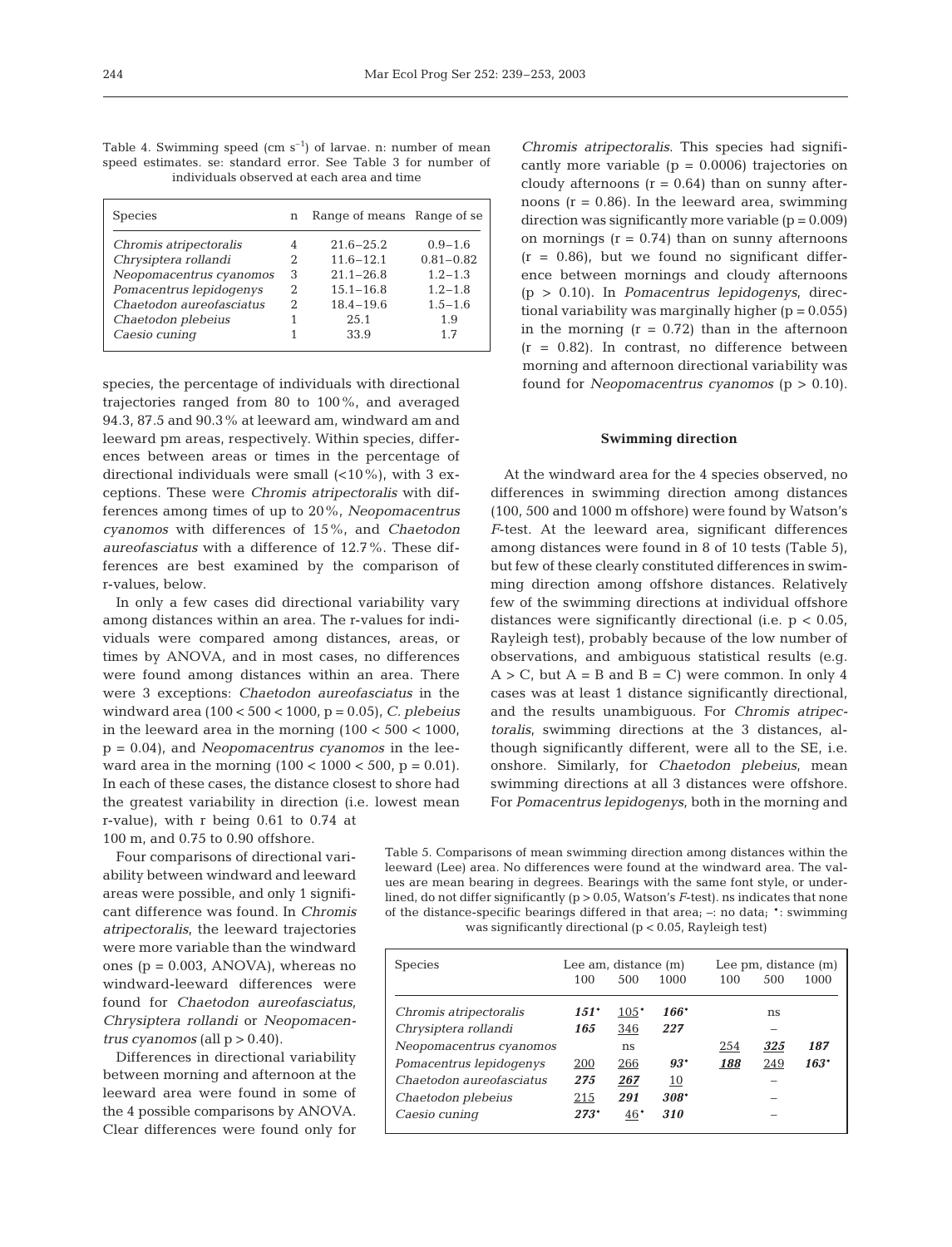Table 4. Swimming speed (cm $s^{-1}$) of larvae. n: number of mean speed estimates. se: standard error. See Table 3 for number of individuals observed at each area and time

| Species | n | Range of means | Range of se |
|---|---|---|---|
| *Chromis atripectoralis* | 4 | 21.6–25.2 | 0.9–1.6 |
| *Chrysiptera rollandi* | 2 | 11.6–12.1 | 0.81–0.82 |
| *Neopomacentrus cyanomos* | 3 | 21.1–26.8 | 1.2–1.3 |
| *Pomacentrus lepidogenys* | 2 | 15.1–16.8 | 1.2–1.8 |
| *Chaetodon aureofasciatus* | 2 | 18.4–19.6 | 1.5–1.6 |
| *Chaetodon plebeius* | 1 | 25.1 | 1.9 |
| *Caesio cuning* | 1 | 33.9 | 1.7 |

species, the percentage of individuals with directional trajectories ranged from 80 to 100%, and averaged 94.3, 87.5 and 90.3% at leeward am, windward am and leeward pm areas, respectively. Within species, differences between areas or times in the percentage of directional individuals were small (<10%), with 3 exceptions. These were *Chromis atripectoralis* with differences among times of up to 20%, *Neopomacentrus cyanomos* with differences of 15%, and *Chaetodon aureofasciatus* with a difference of 12.7%. These differences are best examined by the comparison of r-values, below.

In only a few cases did directional variability vary among distances within an area. The r-values for individuals were compared among distances, areas, or times by ANOVA, and in most cases, no differences were found among distances within an area. There were 3 exceptions: *Chaetodon aureofasciatus* in the windward area (100 < 500 < 1000, p = 0.05), *C. plebeius* in the leeward area in the morning (100 < 500 < 1000, p = 0.04), and *Neopomacentrus cyanomos* in the leeward area in the morning (100 < 1000 < 500, p = 0.01). In each of these cases, the distance closest to shore had the greatest variability in direction (i.e. lowest mean r-value), with r being 0.61 to 0.74 at 100 m, and 0.75 to 0.90 offshore.

Four comparisons of directional variability between windward and leeward areas were possible, and only 1 significant difference was found. In *Chromis atripectoralis*, the leeward trajectories were more variable than the windward ones (p = 0.003, ANOVA), whereas no windward-leeward differences were found for *Chaetodon aureofasciatus*, *Chrysiptera rollandi* or *Neopomacentrus cyanomos* (all p > 0.40).

Differences in directional variability between morning and afternoon at the leeward area were found in some of the 4 possible comparisons by ANOVA. Clear differences were found only for *Chromis atripectoralis*. This species had significantly more variable (p = 0.0006) trajectories on cloudy afternoons (r = 0.64) than on sunny afternoons (r = 0.86). In the leeward area, swimming direction was significantly more variable (p = 0.009) on mornings (r = 0.74) than on sunny afternoons (r = 0.86), but we found no significant difference between mornings and cloudy afternoons (p > 0.10). In *Pomacentrus lepidogenys*, directional variability was marginally higher (p = 0.055) in the morning (r = 0.72) than in the afternoon (r = 0.82). In contrast, no difference between morning and afternoon directional variability was found for *Neopomacentrus cyanomos* (p > 0.10).

### Swimming direction

At the windward area for the 4 species observed, no differences in swimming direction among distances (100, 500 and 1000 m offshore) were found by Watson's *F*-test. At the leeward area, significant differences among distances were found in 8 of 10 tests (Table 5), but few of these clearly constituted differences in swimming direction among offshore distances. Relatively few of the swimming directions at individual offshore distances were significantly directional (i.e. p < 0.05, Rayleigh test), probably because of the low number of observations, and ambiguous statistical results (e.g. A > C, but A = B and B = C) were common. In only 4 cases was at least 1 distance significantly directional, and the results unambiguous. For *Chromis atripectoralis*, swimming directions at the 3 distances, although significantly different, were all to the SE, i.e. onshore. Similarly, for *Chaetodon plebeius*, mean swimming directions at all 3 distances were offshore. For *Pomacentrus lepidogenys*, both in the morning and

Table 5. Comparisons of mean swimming direction among distances within the leeward (Lee) area. No differences were found at the windward area. The values are mean bearing in degrees. Bearings with the same font style, or underlined, do not differ significantly (p > 0.05, Watson's *F*-test). ns indicates that none of the distance-specific bearings differed in that area; –: no data; *: swimming was significantly directional (p < 0.05, Rayleigh test)

| Species | Lee am, distance (m) | | | Lee pm, distance (m) | | |
|---|---|---|---|---|---|---|
| | 100 | 500 | 1000 | 100 | 500 | 1000 |
| *Chromis atripectoralis* | ***151****  | <u>105</u>* | ***166**** | | ns | |
| *Chrysiptera rollandi* | ***165*** | <u>346</u> | ***227*** | | – | |
| *Neopomacentrus cyanomos* | | ns | | <u>254</u> | <u>***325***</u> | ***187*** |
| *Pomacentrus lepidogenys* | <u>200</u> | <u>266</u> | ***93**** | <u>***188***</u> | <u>249</u> | ***163**** |
| *Chaetodon aureofasciatus* | ***275*** | <u>***267***</u> | <u>10</u> | | – | |
| *Chaetodon plebeius* | <u>215</u> | ***291*** | ***308**** | | – | |
| *Caesio cuning* | ***273**** | <u>46</u>* | ***310*** | | – | |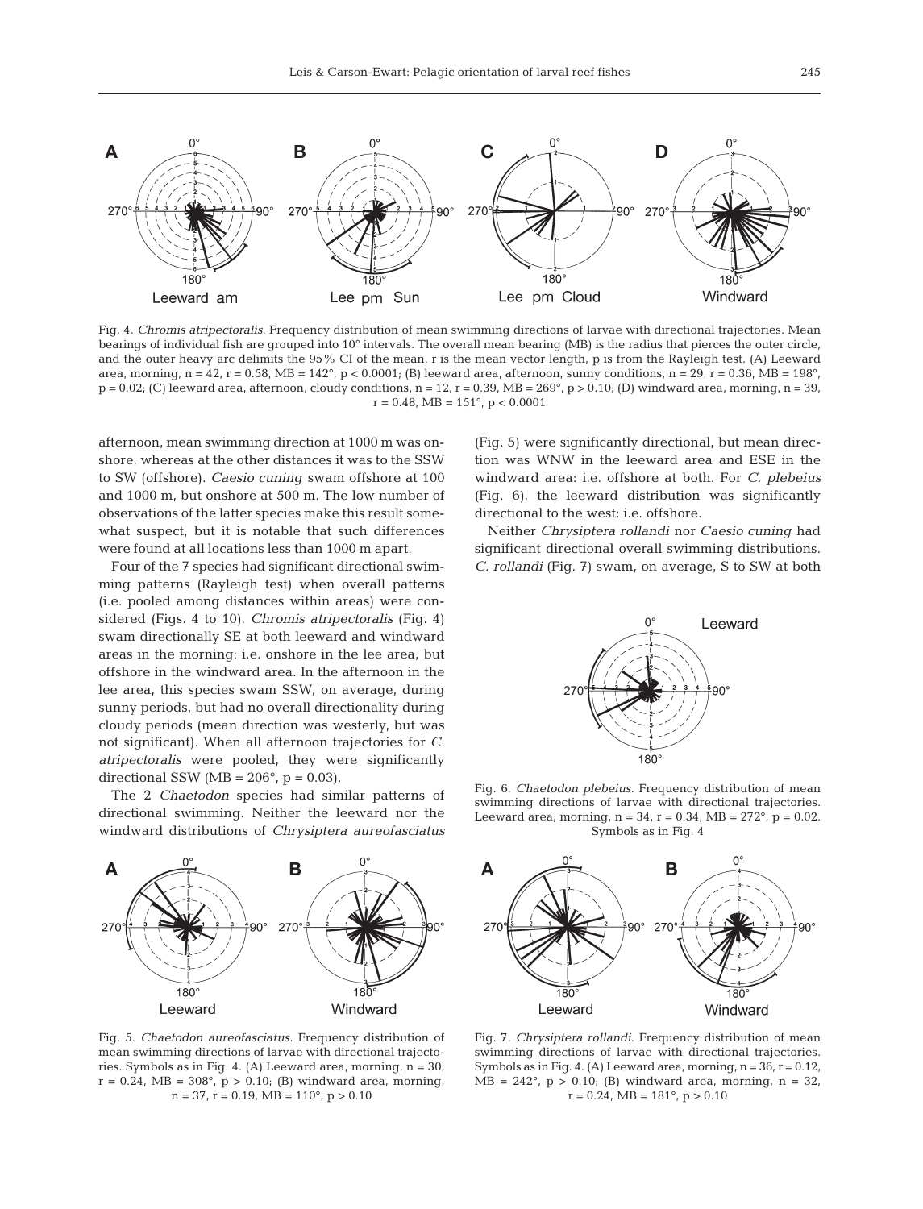Fig. 4. *Chromis atripectoralis*. Frequency distribution of mean swimming directions of larvae with directional trajectories. Mean bearings of individual fish are grouped into 10° intervals. The overall mean bearing (MB) is the radius that pierces the outer circle, and the outer heavy arc delimits the 95% CI of the mean. r is the mean vector length, p is from the Rayleigh test. (A) Leeward area, morning, $n = 42$, $r = 0.58$, MB = 142°, $p < 0.0001$; (B) leeward area, afternoon, sunny conditions, $n = 29$, $r = 0.36$, MB = 198°, $p = 0.02$; (C) leeward area, afternoon, cloudy conditions, $n = 12$, $r = 0.39$, MB = 269°, $p > 0.10$; (D) windward area, morning, $n = 39$, $r = 0.48$, MB = 151°, $p < 0.0001$

afternoon, mean swimming direction at 1000 m was onshore, whereas at the other distances it was to the SSW to SW (offshore). *Caesio cuning* swam offshore at 100 and 1000 m, but onshore at 500 m. The low number of observations of the latter species make this result somewhat suspect, but it is notable that such differences were found at all locations less than 1000 m apart.

Four of the 7 species had significant directional swimming patterns (Rayleigh test) when overall patterns (i.e. pooled among distances within areas) were considered (Figs. 4 to 10). *Chromis atripectoralis* (Fig. 4) swam directionally SE at both leeward and windward areas in the morning: i.e. onshore in the lee area, but offshore in the windward area. In the afternoon in the lee area, this species swam SSW, on average, during sunny periods, but had no overall directionality during cloudy periods (mean direction was westerly, but was not significant). When all afternoon trajectories for *C. atripectoralis* were pooled, they were significantly directional SSW (MB = 206°, $p = 0.03$).

The 2 *Chaetodon* species had similar patterns of directional swimming. Neither the leeward nor the windward distributions of *Chrysiptera aureofasciatus* (Fig. 5) were significantly directional, but mean direction was WNW in the leeward area and ESE in the windward area: i.e. offshore at both. For *C. plebeius* (Fig. 6), the leeward distribution was significantly directional to the west: i.e. offshore.

Neither *Chrysiptera rollandi* nor *Caesio cuning* had significant directional overall swimming distributions. *C. rollandi* (Fig. 7) swam, on average, S to SW at both

Fig. 6. *Chaetodon plebeius*. Frequency distribution of mean swimming directions of larvae with directional trajectories. Leeward area, morning, $n = 34$, $r = 0.34$, MB = 272°, $p = 0.02$. Symbols as in Fig. 4

Fig. 5. *Chaetodon aureofasciatus*. Frequency distribution of mean swimming directions of larvae with directional trajectories. Symbols as in Fig. 4. (A) Leeward area, morning, $n = 30$, $r = 0.24$, MB = 308°, $p > 0.10$; (B) windward area, morning, $n = 37$, $r = 0.19$, MB = 110°, $p > 0.10$

Fig. 7. *Chrysiptera rollandi*. Frequency distribution of mean swimming directions of larvae with directional trajectories. Symbols as in Fig. 4. (A) Leeward area, morning, $n = 36$, $r = 0.12$, MB = 242°, $p > 0.10$; (B) windward area, morning, $n = 32$, $r = 0.24$, MB = 181°, $p > 0.10$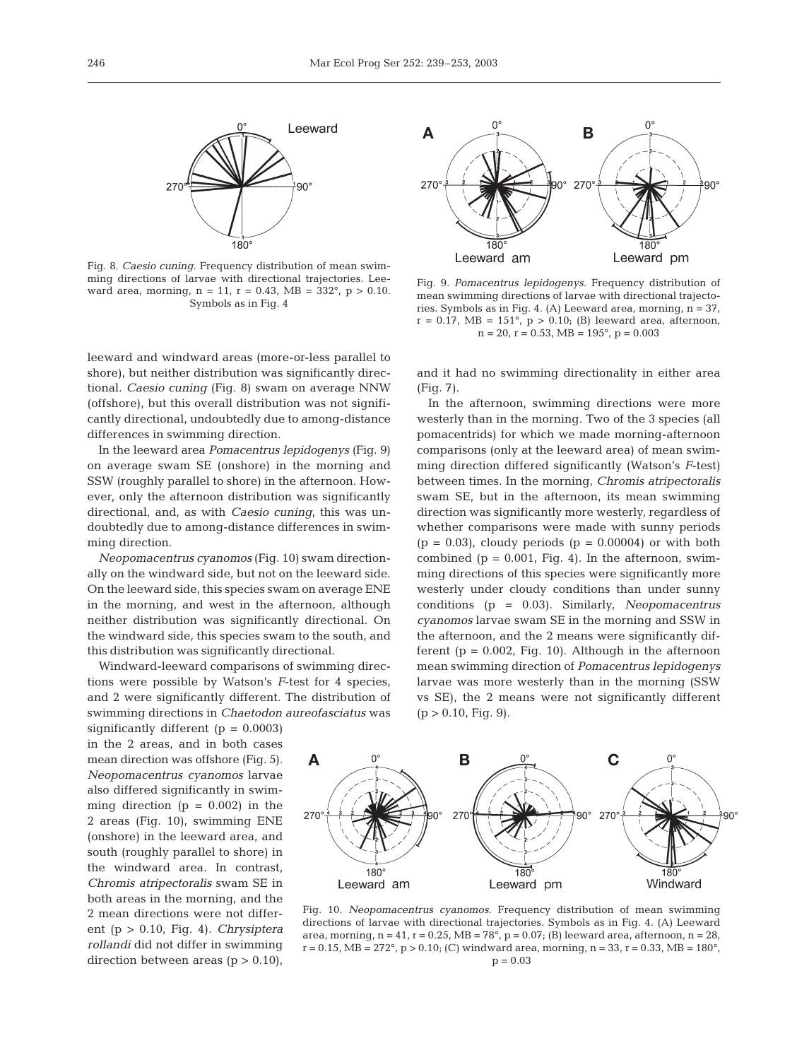Fig. 8. *Caesio cuning.* Frequency distribution of mean swimming directions of larvae with directional trajectories. Leeward area, morning, n = 11, r = 0.43, MB = 332°, p > 0.10. Symbols as in Fig. 4

Fig. 9. *Pomacentrus lepidogenys.* Frequency distribution of mean swimming directions of larvae with directional trajectories. Symbols as in Fig. 4. (A) Leeward area, morning, n = 37, r = 0.17, MB = 151°, p > 0.10; (B) leeward area, afternoon, n = 20, r = 0.53, MB = 195°, p = 0.003

leeward and windward areas (more-or-less parallel to shore), but neither distribution was significantly directional. *Caesio cuning* (Fig. 8) swam on average NNW (offshore), but this overall distribution was not significantly directional, undoubtedly due to among-distance differences in swimming direction.

In the leeward area *Pomacentrus lepidogenys* (Fig. 9) on average swam SE (onshore) in the morning and SSW (roughly parallel to shore) in the afternoon. However, only the afternoon distribution was significantly directional, and, as with *Caesio cuning*, this was undoubtedly due to among-distance differences in swimming direction.

*Neopomacentrus cyanomos* (Fig. 10) swam directionally on the windward side, but not on the leeward side. On the leeward side, this species swam on average ENE in the morning, and west in the afternoon, although neither distribution was significantly directional. On the windward side, this species swam to the south, and this distribution was significantly directional.

Windward-leeward comparisons of swimming directions were possible by Watson's *F*-test for 4 species, and 2 were significantly different. The distribution of swimming directions in *Chaetodon aureofasciatus* was significantly different (p = 0.0003) in the 2 areas, and in both cases mean direction was offshore (Fig. 5). *Neopomacentrus cyanomos* larvae also differed significantly in swimming direction (p = 0.002) in the 2 areas (Fig. 10), swimming ENE (onshore) in the leeward area, and south (roughly parallel to shore) in the windward area. In contrast, *Chromis atripectoralis* swam SE in both areas in the morning, and the 2 mean directions were not different (p > 0.10, Fig. 4). *Chrysiptera rollandi* did not differ in swimming direction between areas (p > 0.10), and it had no swimming directionality in either area (Fig. 7).

In the afternoon, swimming directions were more westerly than in the morning. Two of the 3 species (all pomacentrids) for which we made morning-afternoon comparisons (only at the leeward area) of mean swimming direction differed significantly (Watson's *F*-test) between times. In the morning, *Chromis atripectoralis* swam SE, but in the afternoon, its mean swimming direction was significantly more westerly, regardless of whether comparisons were made with sunny periods (p = 0.03), cloudy periods (p = 0.00004) or with both combined (p = 0.001, Fig. 4). In the afternoon, swimming directions of this species were significantly more westerly under cloudy conditions than under sunny conditions (p = 0.03). Similarly, *Neopomacentrus cyanomos* larvae swam SE in the morning and SSW in the afternoon, and the 2 means were significantly different (p = 0.002, Fig. 10). Although in the afternoon mean swimming direction of *Pomacentrus lepidogenys* larvae was more westerly than in the morning (SSW vs SE), the 2 means were not significantly different (p > 0.10, Fig. 9).

Fig. 10. *Neopomacentrus cyanomos.* Frequency distribution of mean swimming directions of larvae with directional trajectories. Symbols as in Fig. 4. (A) Leeward area, morning, n = 41, r = 0.25, MB = 78°, p = 0.07; (B) leeward area, afternoon, n = 28, r = 0.15, MB = 272°, p > 0.10; (C) windward area, morning, n = 33, r = 0.33, MB = 180°, p = 0.03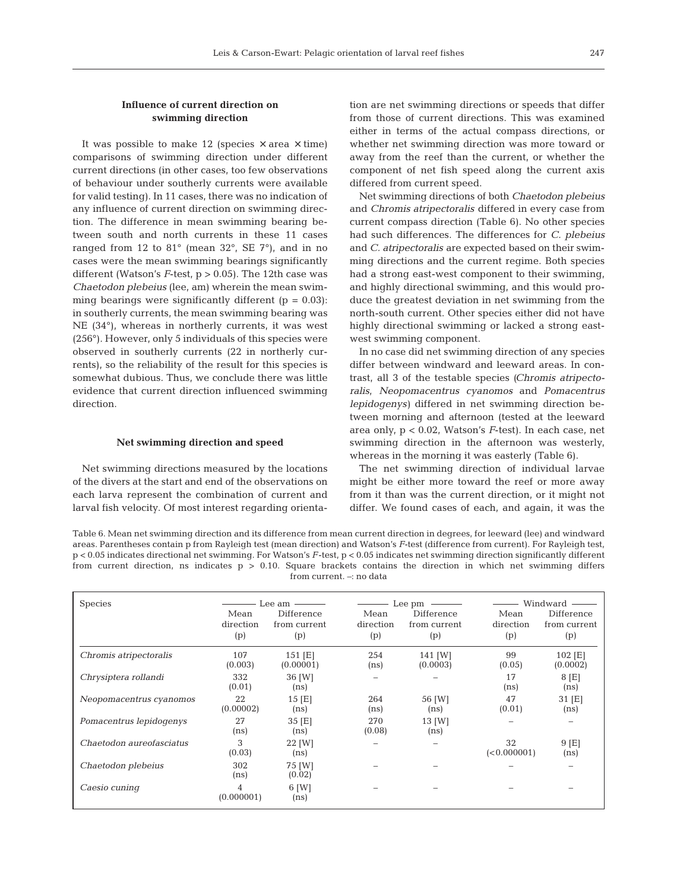### Influence of current direction on swimming direction

It was possible to make 12 (species × area × time) comparisons of swimming direction under different current directions (in other cases, too few observations of behaviour under southerly currents were available for valid testing). In 11 cases, there was no indication of any influence of current direction on swimming direction. The difference in mean swimming bearing between south and north currents in these 11 cases ranged from 12 to 81° (mean 32°, SE 7°), and in no cases were the mean swimming bearings significantly different (Watson's $F$-test, $p > 0.05$). The 12th case was *Chaetodon plebeius* (lee, am) wherein the mean swimming bearings were significantly different ($p = 0.03$): in southerly currents, the mean swimming bearing was NE (34°), whereas in northerly currents, it was west (256°). However, only 5 individuals of this species were observed in southerly currents (22 in northerly currents), so the reliability of the result for this species is somewhat dubious. Thus, we conclude there was little evidence that current direction influenced swimming direction.

### Net swimming direction and speed

Net swimming directions measured by the locations of the divers at the start and end of the observations on each larva represent the combination of current and larval fish velocity. Of most interest regarding orientation are net swimming directions or speeds that differ from those of current directions. This was examined either in terms of the actual compass directions, or whether net swimming direction was more toward or away from the reef than the current, or whether the component of net fish speed along the current axis differed from current speed.

Net swimming directions of both *Chaetodon plebeius* and *Chromis atripectoralis* differed in every case from current compass direction (Table 6). No other species had such differences. The differences for *C. plebeius* and *C. atripectoralis* are expected based on their swimming directions and the current regime. Both species had a strong east-west component to their swimming, and highly directional swimming, and this would produce the greatest deviation in net swimming from the north-south current. Other species either did not have highly directional swimming or lacked a strong east-west swimming component.

In no case did net swimming direction of any species differ between windward and leeward areas. In contrast, all 3 of the testable species (*Chromis atripectoralis*, *Neopomacentrus cyanomos* and *Pomacentrus lepidogenys*) differed in net swimming direction between morning and afternoon (tested at the leeward area only, $p < 0.02$, Watson's $F$-test). In each case, net swimming direction in the afternoon was westerly, whereas in the morning it was easterly (Table 6).

The net swimming direction of individual larvae might be either more toward the reef or more away from it than was the current direction, or it might not differ. We found cases of each, and again, it was the

Table 6. Mean net swimming direction and its difference from mean current direction in degrees, for leeward (lee) and windward areas. Parentheses contain p from Rayleigh test (mean direction) and Watson's $F$-test (difference from current). For Rayleigh test, $p < 0.05$ indicates directional net swimming. For Watson's $F$-test, $p < 0.05$ indicates net swimming direction significantly different from current direction, ns indicates $p > 0.10$. Square brackets contains the direction in which net swimming differs from current. –: no data

| Species | Lee am | | Lee pm | | Windward | |
|---|---|---|---|---|---|---|
| | Mean direction (p) | Difference from current (p) | Mean direction (p) | Difference from current (p) | Mean direction (p) | Difference from current (p) |
| *Chromis atripectoralis* | 107 (0.003) | 151 [E] (0.00001) | 254 (ns) | 141 [W] (0.0003) | 99 (0.05) | 102 [E] (0.0002) |
| *Chrysiptera rollandi* | 332 (0.01) | 36 [W] (ns) | – | – | 17 (ns) | 8 [E] (ns) |
| *Neopomacentrus cyanomos* | 22 (0.00002) | 15 [E] (ns) | 264 (ns) | 56 [W] (ns) | 47 (0.01) | 31 [E] (ns) |
| *Pomacentrus lepidogenys* | 27 (ns) | 35 [E] (ns) | 270 (0.08) | 13 [W] (ns) | – | – |
| *Chaetodon aureofasciatus* | 3 (0.03) | 22 [W] (ns) | – | – | 32 (<0.000001) | 9 [E] (ns) |
| *Chaetodon plebeius* | 302 (ns) | 75 [W] (0.02) | – | – | – | – |
| *Caesio cuning* | 4 (0.000001) | 6 [W] (ns) | – | – | – | – |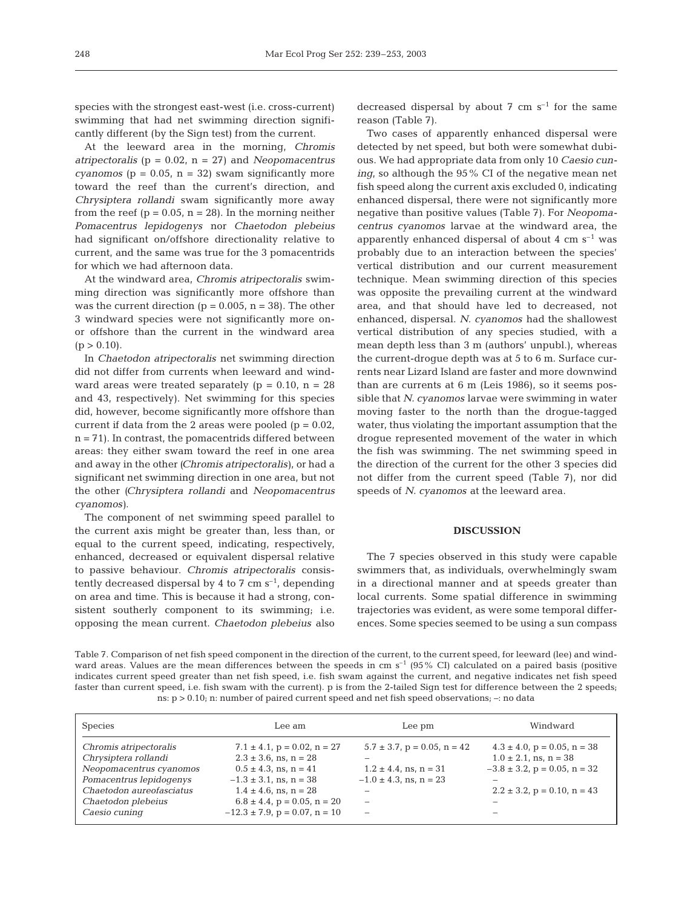species with the strongest east-west (i.e. cross-current) swimming that had net swimming direction significantly different (by the Sign test) from the current.

At the leeward area in the morning, *Chromis atripectoralis* ($p = 0.02$, $n = 27$) and *Neopomacentrus cyanomos* ($p = 0.05$, $n = 32$) swam significantly more toward the reef than the current's direction, and *Chrysiptera rollandi* swam significantly more away from the reef ($p = 0.05$, $n = 28$). In the morning neither *Pomacentrus lepidogenys* nor *Chaetodon plebeius* had significant on/offshore directionality relative to current, and the same was true for the 3 pomacentrids for which we had afternoon data.

At the windward area, *Chromis atripectoralis* swimming direction was significantly more offshore than was the current direction ($p = 0.005$, $n = 38$). The other 3 windward species were not significantly more on- or offshore than the current in the windward area ($p > 0.10$).

In *Chaetodon atripectoralis* net swimming direction did not differ from currents when leeward and windward areas were treated separately ($p = 0.10$, $n = 28$ and 43, respectively). Net swimming for this species did, however, become significantly more offshore than current if data from the 2 areas were pooled ($p = 0.02$, $n = 71$). In contrast, the pomacentrids differed between areas: they either swam toward the reef in one area and away in the other (*Chromis atripectoralis*), or had a significant net swimming direction in one area, but not the other (*Chrysiptera rollandi* and *Neopomacentrus cyanomos*).

The component of net swimming speed parallel to the current axis might be greater than, less than, or equal to the current speed, indicating, respectively, enhanced, decreased or equivalent dispersal relative to passive behaviour. *Chromis atripectoralis* consistently decreased dispersal by 4 to 7 cm $s^{-1}$, depending on area and time. This is because it had a strong, consistent southerly component to its swimming; i.e. opposing the mean current. *Chaetodon plebeius* also decreased dispersal by about 7 cm $s^{-1}$ for the same reason (Table 7).

Two cases of apparently enhanced dispersal were detected by net speed, but both were somewhat dubious. We had appropriate data from only 10 *Caesio cuning*, so although the 95% CI of the negative mean net fish speed along the current axis excluded 0, indicating enhanced dispersal, there were not significantly more negative than positive values (Table 7). For *Neopomacentrus cyanomos* larvae at the windward area, the apparently enhanced dispersal of about 4 cm $s^{-1}$ was probably due to an interaction between the species' vertical distribution and our current measurement technique. Mean swimming direction of this species was opposite the prevailing current at the windward area, and that should have led to decreased, not enhanced, dispersal. *N. cyanomos* had the shallowest vertical distribution of any species studied, with a mean depth less than 3 m (authors' unpubl.), whereas the current-drogue depth was at 5 to 6 m. Surface currents near Lizard Island are faster and more downwind than are currents at 6 m (Leis 1986), so it seems possible that *N. cyanomos* larvae were swimming in water moving faster to the north than the drogue-tagged water, thus violating the important assumption that the drogue represented movement of the water in which the fish was swimming. The net swimming speed in the direction of the current for the other 3 species did not differ from the current speed (Table 7), nor did speeds of *N. cyanomos* at the leeward area.

## DISCUSSION

The 7 species observed in this study were capable swimmers that, as individuals, overwhelmingly swam in a directional manner and at speeds greater than local currents. Some spatial difference in swimming trajectories was evident, as were some temporal differences. Some species seemed to be using a sun compass

Table 7. Comparison of net fish speed component in the direction of the current, to the current speed, for leeward (lee) and windward areas. Values are the mean differences between the speeds in cm $s^{-1}$ (95% CI) calculated on a paired basis (positive indicates current speed greater than net fish speed, i.e. fish swam against the current, and negative indicates net fish speed faster than current speed, i.e. fish swam with the current). p is from the 2-tailed Sign test for difference between the 2 speeds; ns: $p > 0.10$; n: number of paired current speed and net fish speed observations; –: no data

| Species | Lee am | Lee pm | Windward |
|---|---|---|---|
| *Chromis atripectoralis* | 7.1 ± 4.1, p = 0.02, n = 27 | 5.7 ± 3.7, p = 0.05, n = 42 | 4.3 ± 4.0, p = 0.05, n = 38 |
| *Chrysiptera rollandi* | 2.3 ± 3.6, ns, n = 28 | – | 1.0 ± 2.1, ns, n = 38 |
| *Neopomacentrus cyanomos* | 0.5 ± 4.3, ns, n = 41 | 1.2 ± 4.4, ns, n = 31 | −3.8 ± 3.2, p = 0.05, n = 32 |
| *Pomacentrus lepidogenys* | −1.3 ± 3.1, ns, n = 38 | −1.0 ± 4.3, ns, n = 23 | – |
| *Chaetodon aureofasciatus* | 1.4 ± 4.6, ns, n = 28 | – | 2.2 ± 3.2, p = 0.10, n = 43 |
| *Chaetodon plebeius* | 6.8 ± 4.4, p = 0.05, n = 20 | – | – |
| *Caesio cuning* | −12.3 ± 7.9, p = 0.07, n = 10 | – | – |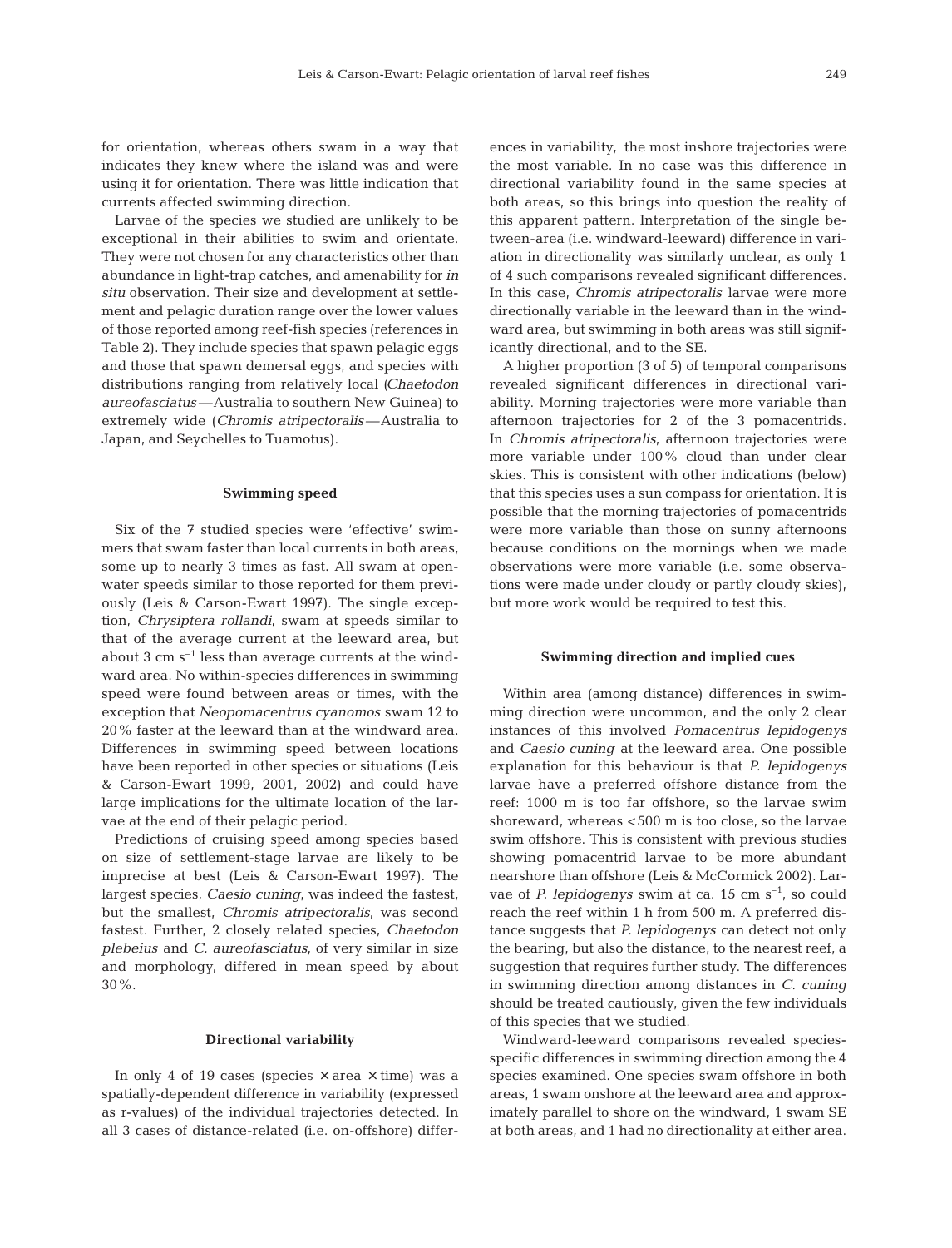for orientation, whereas others swam in a way that indicates they knew where the island was and were using it for orientation. There was little indication that currents affected swimming direction.

Larvae of the species we studied are unlikely to be exceptional in their abilities to swim and orientate. They were not chosen for any characteristics other than abundance in light-trap catches, and amenability for *in situ* observation. Their size and development at settlement and pelagic duration range over the lower values of those reported among reef-fish species (references in Table 2). They include species that spawn pelagic eggs and those that spawn demersal eggs, and species with distributions ranging from relatively local (*Chaetodon aureofasciatus*—Australia to southern New Guinea) to extremely wide (*Chromis atripectoralis*—Australia to Japan, and Seychelles to Tuamotus).

### Swimming speed

Six of the 7 studied species were 'effective' swimmers that swam faster than local currents in both areas, some up to nearly 3 times as fast. All swam at open-water speeds similar to those reported for them previously (Leis & Carson-Ewart 1997). The single exception, *Chrysiptera rollandi*, swam at speeds similar to that of the average current at the leeward area, but about 3 cm $s^{-1}$ less than average currents at the windward area. No within-species differences in swimming speed were found between areas or times, with the exception that *Neopomacentrus cyanomos* swam 12 to 20% faster at the leeward than at the windward area. Differences in swimming speed between locations have been reported in other species or situations (Leis & Carson-Ewart 1999, 2001, 2002) and could have large implications for the ultimate location of the larvae at the end of their pelagic period.

Predictions of cruising speed among species based on size of settlement-stage larvae are likely to be imprecise at best (Leis & Carson-Ewart 1997). The largest species, *Caesio cuning*, was indeed the fastest, but the smallest, *Chromis atripectoralis*, was second fastest. Further, 2 closely related species, *Chaetodon plebeius* and *C. aureofasciatus*, of very similar in size and morphology, differed in mean speed by about 30%.

### Directional variability

In only 4 of 19 cases (species × area × time) was a spatially-dependent difference in variability (expressed as r-values) of the individual trajectories detected. In all 3 cases of distance-related (i.e. on-offshore) differences in variability, the most inshore trajectories were the most variable. In no case was this difference in directional variability found in the same species at both areas, so this brings into question the reality of this apparent pattern. Interpretation of the single between-area (i.e. windward-leeward) difference in variation in directionality was similarly unclear, as only 1 of 4 such comparisons revealed significant differences. In this case, *Chromis atripectoralis* larvae were more directionally variable in the leeward than in the windward area, but swimming in both areas was still significantly directional, and to the SE.

A higher proportion (3 of 5) of temporal comparisons revealed significant differences in directional variability. Morning trajectories were more variable than afternoon trajectories for 2 of the 3 pomacentrids. In *Chromis atripectoralis*, afternoon trajectories were more variable under 100% cloud than under clear skies. This is consistent with other indications (below) that this species uses a sun compass for orientation. It is possible that the morning trajectories of pomacentrids were more variable than those on sunny afternoons because conditions on the mornings when we made observations were more variable (i.e. some observations were made under cloudy or partly cloudy skies), but more work would be required to test this.

### Swimming direction and implied cues

Within area (among distance) differences in swimming direction were uncommon, and the only 2 clear instances of this involved *Pomacentrus lepidogenys* and *Caesio cuning* at the leeward area. One possible explanation for this behaviour is that *P. lepidogenys* larvae have a preferred offshore distance from the reef: 1000 m is too far offshore, so the larvae swim shoreward, whereas <500 m is too close, so the larvae swim offshore. This is consistent with previous studies showing pomacentrid larvae to be more abundant nearshore than offshore (Leis & McCormick 2002). Larvae of *P. lepidogenys* swim at ca. 15 cm $s^{-1}$, so could reach the reef within 1 h from 500 m. A preferred distance suggests that *P. lepidogenys* can detect not only the bearing, but also the distance, to the nearest reef, a suggestion that requires further study. The differences in swimming direction among distances in *C. cuning* should be treated cautiously, given the few individuals of this species that we studied.

Windward-leeward comparisons revealed species-specific differences in swimming direction among the 4 species examined. One species swam offshore in both areas, 1 swam onshore at the leeward area and approximately parallel to shore on the windward, 1 swam SE at both areas, and 1 had no directionality at either area.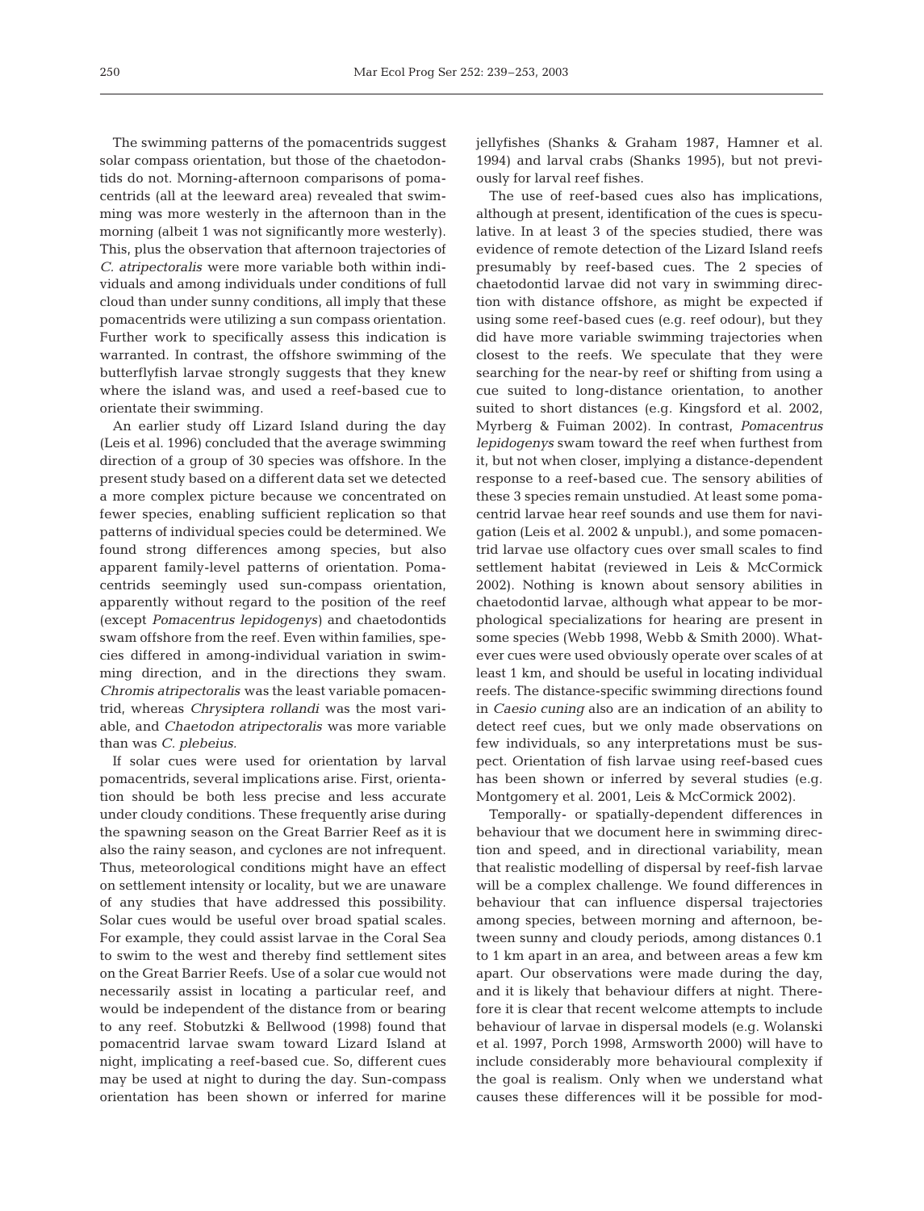The swimming patterns of the pomacentrids suggest solar compass orientation, but those of the chaetodontids do not. Morning-afternoon comparisons of pomacentrids (all at the leeward area) revealed that swimming was more westerly in the afternoon than in the morning (albeit 1 was not significantly more westerly). This, plus the observation that afternoon trajectories of *C. atripectoralis* were more variable both within individuals and among individuals under conditions of full cloud than under sunny conditions, all imply that these pomacentrids were utilizing a sun compass orientation. Further work to specifically assess this indication is warranted. In contrast, the offshore swimming of the butterflyfish larvae strongly suggests that they knew where the island was, and used a reef-based cue to orientate their swimming.

An earlier study off Lizard Island during the day (Leis et al. 1996) concluded that the average swimming direction of a group of 30 species was offshore. In the present study based on a different data set we detected a more complex picture because we concentrated on fewer species, enabling sufficient replication so that patterns of individual species could be determined. We found strong differences among species, but also apparent family-level patterns of orientation. Pomacentrids seemingly used sun-compass orientation, apparently without regard to the position of the reef (except *Pomacentrus lepidogenys*) and chaetodontids swam offshore from the reef. Even within families, species differed in among-individual variation in swimming direction, and in the directions they swam. *Chromis atripectoralis* was the least variable pomacentrid, whereas *Chrysiptera rollandi* was the most variable, and *Chaetodon atripectoralis* was more variable than was *C. plebeius*.

If solar cues were used for orientation by larval pomacentrids, several implications arise. First, orientation should be both less precise and less accurate under cloudy conditions. These frequently arise during the spawning season on the Great Barrier Reef as it is also the rainy season, and cyclones are not infrequent. Thus, meteorological conditions might have an effect on settlement intensity or locality, but we are unaware of any studies that have addressed this possibility. Solar cues would be useful over broad spatial scales. For example, they could assist larvae in the Coral Sea to swim to the west and thereby find settlement sites on the Great Barrier Reefs. Use of a solar cue would not necessarily assist in locating a particular reef, and would be independent of the distance from or bearing to any reef. Stobutzki & Bellwood (1998) found that pomacentrid larvae swam toward Lizard Island at night, implicating a reef-based cue. So, different cues may be used at night to during the day. Sun-compass orientation has been shown or inferred for marine jellyfishes (Shanks & Graham 1987, Hamner et al. 1994) and larval crabs (Shanks 1995), but not previously for larval reef fishes.

The use of reef-based cues also has implications, although at present, identification of the cues is speculative. In at least 3 of the species studied, there was evidence of remote detection of the Lizard Island reefs presumably by reef-based cues. The 2 species of chaetodontid larvae did not vary in swimming direction with distance offshore, as might be expected if using some reef-based cues (e.g. reef odour), but they did have more variable swimming trajectories when closest to the reefs. We speculate that they were searching for the near-by reef or shifting from using a cue suited to long-distance orientation, to another suited to short distances (e.g. Kingsford et al. 2002, Myrberg & Fuiman 2002). In contrast, *Pomacentrus lepidogenys* swam toward the reef when furthest from it, but not when closer, implying a distance-dependent response to a reef-based cue. The sensory abilities of these 3 species remain unstudied. At least some pomacentrid larvae hear reef sounds and use them for navigation (Leis et al. 2002 & unpubl.), and some pomacentrid larvae use olfactory cues over small scales to find settlement habitat (reviewed in Leis & McCormick 2002). Nothing is known about sensory abilities in chaetodontid larvae, although what appear to be morphological specializations for hearing are present in some species (Webb 1998, Webb & Smith 2000). Whatever cues were used obviously operate over scales of at least 1 km, and should be useful in locating individual reefs. The distance-specific swimming directions found in *Caesio cuning* also are an indication of an ability to detect reef cues, but we only made observations on few individuals, so any interpretations must be suspect. Orientation of fish larvae using reef-based cues has been shown or inferred by several studies (e.g. Montgomery et al. 2001, Leis & McCormick 2002).

Temporally- or spatially-dependent differences in behaviour that we document here in swimming direction and speed, and in directional variability, mean that realistic modelling of dispersal by reef-fish larvae will be a complex challenge. We found differences in behaviour that can influence dispersal trajectories among species, between morning and afternoon, between sunny and cloudy periods, among distances 0.1 to 1 km apart in an area, and between areas a few km apart. Our observations were made during the day, and it is likely that behaviour differs at night. Therefore it is clear that recent welcome attempts to include behaviour of larvae in dispersal models (e.g. Wolanski et al. 1997, Porch 1998, Armsworth 2000) will have to include considerably more behavioural complexity if the goal is realism. Only when we understand what causes these differences will it be possible for mod-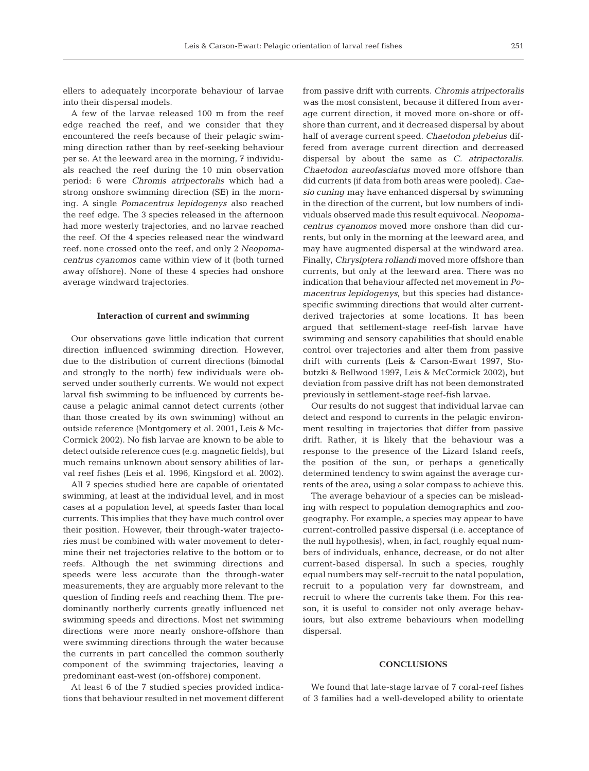ellers to adequately incorporate behaviour of larvae into their dispersal models.

A few of the larvae released 100 m from the reef edge reached the reef, and we consider that they encountered the reefs because of their pelagic swimming direction rather than by reef-seeking behaviour per se. At the leeward area in the morning, 7 individuals reached the reef during the 10 min observation period: 6 were *Chromis atripectoralis* which had a strong onshore swimming direction (SE) in the morning. A single *Pomacentrus lepidogenys* also reached the reef edge. The 3 species released in the afternoon had more westerly trajectories, and no larvae reached the reef. Of the 4 species released near the windward reef, none crossed onto the reef, and only 2 *Neopomacentrus cyanomos* came within view of it (both turned away offshore). None of these 4 species had onshore average windward trajectories.

### Interaction of current and swimming

Our observations gave little indication that current direction influenced swimming direction. However, due to the distribution of current directions (bimodal and strongly to the north) few individuals were observed under southerly currents. We would not expect larval fish swimming to be influenced by currents because a pelagic animal cannot detect currents (other than those created by its own swimming) without an outside reference (Montgomery et al. 2001, Leis & McCormick 2002). No fish larvae are known to be able to detect outside reference cues (e.g. magnetic fields), but much remains unknown about sensory abilities of larval reef fishes (Leis et al. 1996, Kingsford et al. 2002).

All 7 species studied here are capable of orientated swimming, at least at the individual level, and in most cases at a population level, at speeds faster than local currents. This implies that they have much control over their position. However, their through-water trajectories must be combined with water movement to determine their net trajectories relative to the bottom or to reefs. Although the net swimming directions and speeds were less accurate than the through-water measurements, they are arguably more relevant to the question of finding reefs and reaching them. The predominantly northerly currents greatly influenced net swimming speeds and directions. Most net swimming directions were more nearly onshore-offshore than were swimming directions through the water because the currents in part cancelled the common southerly component of the swimming trajectories, leaving a predominant east-west (on-offshore) component.

At least 6 of the 7 studied species provided indications that behaviour resulted in net movement different from passive drift with currents. *Chromis atripectoralis* was the most consistent, because it differed from average current direction, it moved more on-shore or offshore than current, and it decreased dispersal by about half of average current speed. *Chaetodon plebeius* differed from average current direction and decreased dispersal by about the same as *C. atripectoralis*. *Chaetodon aureofasciatus* moved more offshore than did currents (if data from both areas were pooled). *Caesio cuning* may have enhanced dispersal by swimming in the direction of the current, but low numbers of individuals observed made this result equivocal. *Neopomacentrus cyanomos* moved more onshore than did currents, but only in the morning at the leeward area, and may have augmented dispersal at the windward area. Finally, *Chrysiptera rollandi* moved more offshore than currents, but only at the leeward area. There was no indication that behaviour affected net movement in *Pomacentrus lepidogenys*, but this species had distance-specific swimming directions that would alter current-derived trajectories at some locations. It has been argued that settlement-stage reef-fish larvae have swimming and sensory capabilities that should enable control over trajectories and alter them from passive drift with currents (Leis & Carson-Ewart 1997, Stobutzki & Bellwood 1997, Leis & McCormick 2002), but deviation from passive drift has not been demonstrated previously in settlement-stage reef-fish larvae.

Our results do not suggest that individual larvae can detect and respond to currents in the pelagic environment resulting in trajectories that differ from passive drift. Rather, it is likely that the behaviour was a response to the presence of the Lizard Island reefs, the position of the sun, or perhaps a genetically determined tendency to swim against the average currents of the area, using a solar compass to achieve this.

The average behaviour of a species can be misleading with respect to population demographics and zoogeography. For example, a species may appear to have current-controlled passive dispersal (i.e. acceptance of the null hypothesis), when, in fact, roughly equal numbers of individuals, enhance, decrease, or do not alter current-based dispersal. In such a species, roughly equal numbers may self-recruit to the natal population, recruit to a population very far downstream, and recruit to where the currents take them. For this reason, it is useful to consider not only average behaviours, but also extreme behaviours when modelling dispersal.

## CONCLUSIONS

We found that late-stage larvae of 7 coral-reef fishes of 3 families had a well-developed ability to orientate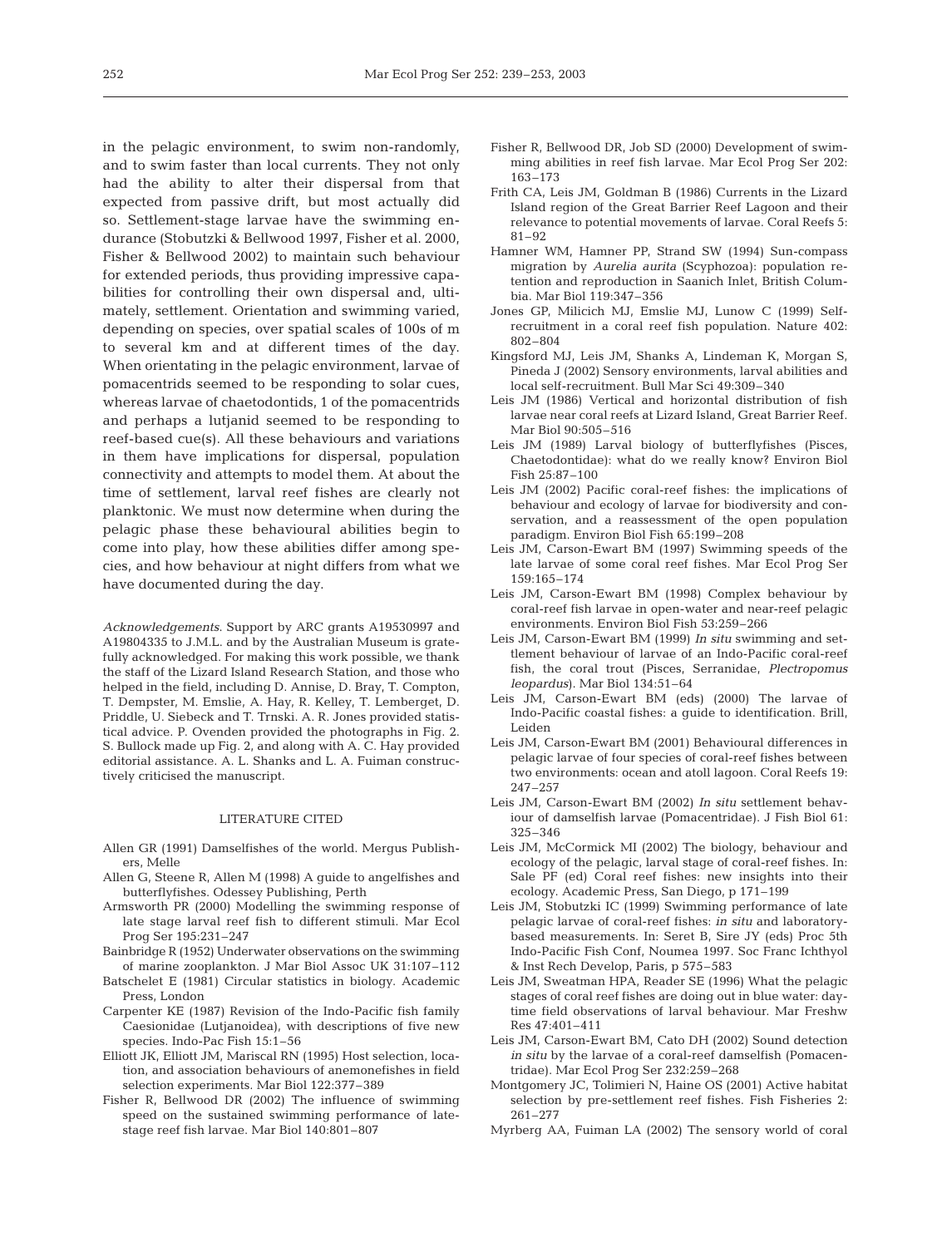in the pelagic environment, to swim non-randomly, and to swim faster than local currents. They not only had the ability to alter their dispersal from that expected from passive drift, but most actually did so. Settlement-stage larvae have the swimming endurance (Stobutzki & Bellwood 1997, Fisher et al. 2000, Fisher & Bellwood 2002) to maintain such behaviour for extended periods, thus providing impressive capabilities for controlling their own dispersal and, ultimately, settlement. Orientation and swimming varied, depending on species, over spatial scales of 100s of m to several km and at different times of the day. When orientating in the pelagic environment, larvae of pomacentrids seemed to be responding to solar cues, whereas larvae of chaetodontids, 1 of the pomacentrids and perhaps a lutjanid seemed to be responding to reef-based cue(s). All these behaviours and variations in them have implications for dispersal, population connectivity and attempts to model them. At about the time of settlement, larval reef fishes are clearly not planktonic. We must now determine when during the pelagic phase these behavioural abilities begin to come into play, how these abilities differ among species, and how behaviour at night differs from what we have documented during the day.

*Acknowledgements.* Support by ARC grants A19530997 and A19804335 to J.M.L. and by the Australian Museum is gratefully acknowledged. For making this work possible, we thank the staff of the Lizard Island Research Station, and those who helped in the field, including D. Annise, D. Bray, T. Compton, T. Dempster, M. Emslie, A. Hay, R. Kelley, T. Lemberget, D. Priddle, U. Siebeck and T. Trnski. A. R. Jones provided statistical advice. P. Ovenden provided the photographs in Fig. 2. S. Bullock made up Fig. 2, and along with A. C. Hay provided editorial assistance. A. L. Shanks and L. A. Fuiman constructively criticised the manuscript.

## LITERATURE CITED

- Allen GR (1991) Damselfishes of the world. Mergus Publishers, Melle
- Allen G, Steene R, Allen M (1998) A guide to angelfishes and butterflyfishes. Odessey Publishing, Perth
- Armsworth PR (2000) Modelling the swimming response of late stage larval reef fish to different stimuli. Mar Ecol Prog Ser 195:231–247
- Bainbridge R (1952) Underwater observations on the swimming of marine zooplankton. J Mar Biol Assoc UK 31:107–112
- Batschelet E (1981) Circular statistics in biology. Academic Press, London
- Carpenter KE (1987) Revision of the Indo-Pacific fish family Caesionidae (Lutjanoidea), with descriptions of five new species. Indo-Pac Fish 15:1–56
- Elliott JK, Elliott JM, Mariscal RN (1995) Host selection, location, and association behaviours of anemonefishes in field selection experiments. Mar Biol 122:377–389
- Fisher R, Bellwood DR (2002) The influence of swimming speed on the sustained swimming performance of late-stage reef fish larvae. Mar Biol 140:801–807
- Fisher R, Bellwood DR, Job SD (2000) Development of swimming abilities in reef fish larvae. Mar Ecol Prog Ser 202: 163–173
- Frith CA, Leis JM, Goldman B (1986) Currents in the Lizard Island region of the Great Barrier Reef Lagoon and their relevance to potential movements of larvae. Coral Reefs 5: 81–92
- Hamner WM, Hamner PP, Strand SW (1994) Sun-compass migration by *Aurelia aurita* (Scyphozoa): population retention and reproduction in Saanich Inlet, British Columbia. Mar Biol 119:347–356
- Jones GP, Milicich MJ, Emslie MJ, Lunow C (1999) Self-recruitment in a coral reef fish population. Nature 402: 802–804
- Kingsford MJ, Leis JM, Shanks A, Lindeman K, Morgan S, Pineda J (2002) Sensory environments, larval abilities and local self-recruitment. Bull Mar Sci 49:309–340
- Leis JM (1986) Vertical and horizontal distribution of fish larvae near coral reefs at Lizard Island, Great Barrier Reef. Mar Biol 90:505–516
- Leis JM (1989) Larval biology of butterflyfishes (Pisces, Chaetodontidae): what do we really know? Environ Biol Fish 25:87–100
- Leis JM (2002) Pacific coral-reef fishes: the implications of behaviour and ecology of larvae for biodiversity and conservation, and a reassessment of the open population paradigm. Environ Biol Fish 65:199–208
- Leis JM, Carson-Ewart BM (1997) Swimming speeds of the late larvae of some coral reef fishes. Mar Ecol Prog Ser 159:165–174
- Leis JM, Carson-Ewart BM (1998) Complex behaviour by coral-reef fish larvae in open-water and near-reef pelagic environments. Environ Biol Fish 53:259–266
- Leis JM, Carson-Ewart BM (1999) *In situ* swimming and settlement behaviour of larvae of an Indo-Pacific coral-reef fish, the coral trout (Pisces, Serranidae, *Plectropomus leopardus*). Mar Biol 134:51–64
- Leis JM, Carson-Ewart BM (eds) (2000) The larvae of Indo-Pacific coastal fishes: a guide to identification. Brill, Leiden
- Leis JM, Carson-Ewart BM (2001) Behavioural differences in pelagic larvae of four species of coral-reef fishes between two environments: ocean and atoll lagoon. Coral Reefs 19: 247–257
- Leis JM, Carson-Ewart BM (2002) *In situ* settlement behaviour of damselfish larvae (Pomacentridae). J Fish Biol 61: 325–346
- Leis JM, McCormick MI (2002) The biology, behaviour and ecology of the pelagic, larval stage of coral-reef fishes. In: Sale PF (ed) Coral reef fishes: new insights into their ecology. Academic Press, San Diego, p 171–199
- Leis JM, Stobutzki IC (1999) Swimming performance of late pelagic larvae of coral-reef fishes: *in situ* and laboratory-based measurements. In: Seret B, Sire JY (eds) Proc 5th Indo-Pacific Fish Conf, Noumea 1997. Soc Franc Ichthyol & Inst Rech Develop, Paris, p 575–583
- Leis JM, Sweatman HPA, Reader SE (1996) What the pelagic stages of coral reef fishes are doing out in blue water: daytime field observations of larval behaviour. Mar Freshw Res 47:401–411
- Leis JM, Carson-Ewart BM, Cato DH (2002) Sound detection *in situ* by the larvae of a coral-reef damselfish (Pomacentridae). Mar Ecol Prog Ser 232:259–268
- Montgomery JC, Tolimieri N, Haine OS (2001) Active habitat selection by pre-settlement reef fishes. Fish Fisheries 2: 261–277
- Myrberg AA, Fuiman LA (2002) The sensory world of coral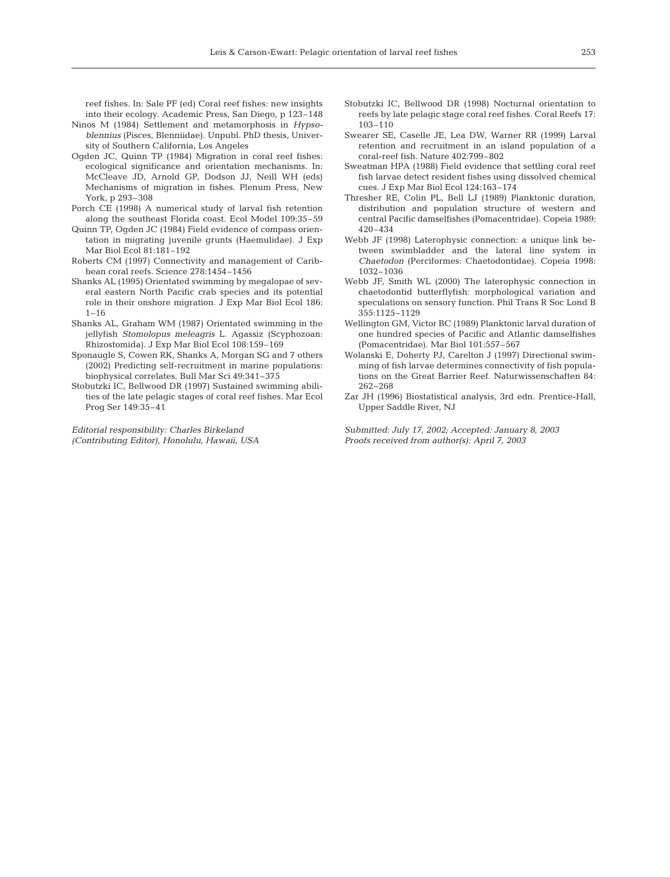reef fishes. In: Sale PF (ed) Coral reef fishes: new insights into their ecology. Academic Press, San Diego, p 123–148

Ninos M (1984) Settlement and metamorphosis in *Hypsoblennius* (Pisces, Blenniidae). Unpubl. PhD thesis, University of Southern California, Los Angeles

Ogden JC, Quinn TP (1984) Migration in coral reef fishes: ecological significance and orientation mechanisms. In: McCleave JD, Arnold GP, Dodson JJ, Neill WH (eds) Mechanisms of migration in fishes. Plenum Press, New York, p 293–308

Porch CE (1998) A numerical study of larval fish retention along the southeast Florida coast. Ecol Model 109:35–59

Quinn TP, Ogden JC (1984) Field evidence of compass orientation in migrating juvenile grunts (Haemulidae). J Exp Mar Biol Ecol 81:181–192

Roberts CM (1997) Connectivity and management of Caribbean coral reefs. Science 278:1454–1456

Shanks AL (1995) Orientated swimming by megalopae of several eastern North Pacific crab species and its potential role in their onshore migration. J Exp Mar Biol Ecol 186: 1–16

Shanks AL, Graham WM (1987) Orientated swimming in the jellyfish *Stomolopus meleagris* L. Agassiz (Scyphozoan: Rhizostomida). J Exp Mar Biol Ecol 108:159–169

Sponaugle S, Cowen RK, Shanks A, Morgan SG and 7 others (2002) Predicting self-recruitment in marine populations: biophysical correlates. Bull Mar Sci 49:341–375

Stobutzki IC, Bellwood DR (1997) Sustained swimming abilities of the late pelagic stages of coral reef fishes. Mar Ecol Prog Ser 149:35–41

Stobutzki IC, Bellwood DR (1998) Nocturnal orientation to reefs by late pelagic stage coral reef fishes. Coral Reefs 17: 103–110

Swearer SE, Caselle JE, Lea DW, Warner RR (1999) Larval retention and recruitment in an island population of a coral-reef fish. Nature 402:799–802

Sweatman HPA (1988) Field evidence that settling coral reef fish larvae detect resident fishes using dissolved chemical cues. J Exp Mar Biol Ecol 124:163–174

Thresher RE, Colin PL, Bell LJ (1989) Planktonic duration, distribution and population structure of western and central Pacific damselfishes (Pomacentridae). Copeia 1989: 420–434

Webb JF (1998) Laterophysic connection: a unique link between swimbladder and the lateral line system in *Chaetodon* (Perciformes: Chaetodontidae). Copeia 1998: 1032–1036

Webb JF, Smith WL (2000) The laterophysic connection in chaetodontid butterflyfish: morphological variation and speculations on sensory function. Phil Trans R Soc Lond B 355:1125–1129

Wellington GM, Victor BC (1989) Planktonic larval duration of one hundred species of Pacific and Atlantic damselfishes (Pomacentridae). Mar Biol 101:557–567

Wolanski E, Doherty PJ, Carelton J (1997) Directional swimming of fish larvae determines connectivity of fish populations on the Great Barrier Reef. Naturwissenschaften 84: 262–268

Zar JH (1996) Biostatistical analysis, 3rd edn. Prentice-Hall, Upper Saddle River, NJ

*Editorial responsibility: Charles Birkeland (Contributing Editor), Honolulu, Hawaii, USA*

*Submitted: July 17, 2002; Accepted: January 8, 2003*
*Proofs received from author(s): April 7, 2003*